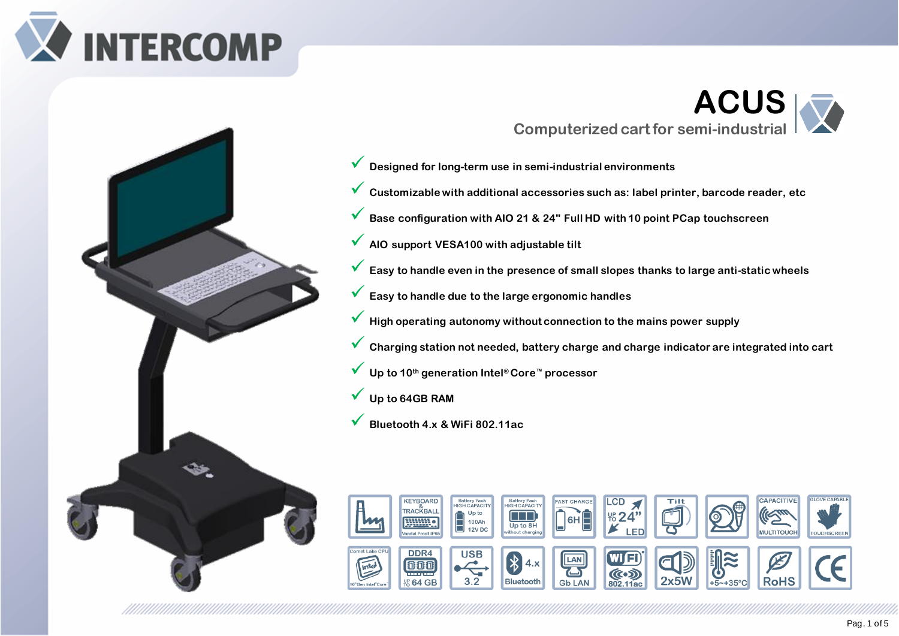# INTERCOMP

# ACUS

## Computerized cart for semi-industrial

- ✓ Designed for long-term use in semi-industrial environments
- ✓ Customizable with additional accessories such as: label printer, barcode reader, etc
- ✓ Base configuration with AIO 21 & 24" Full HD with 10 point PCap touchscreen
- ✓ AIO support VESA100 with adjustable tilt
- ✓ Easy to handle even in the presence of small slopes thanks to large anti-static wheels
- ✓ Easy to handle due to the large ergonomic handles
- ✓ High operating autonomy without connection to the mains power supply
- ✓ Charging station not needed, battery charge and charge indicator are integrated into cart
- ✓ Up to 10th generation Intel® Core™ processor
- ✓ Up to 64GB RAM
- ✓ Bluetooth 4.x & WiFi 802.11ac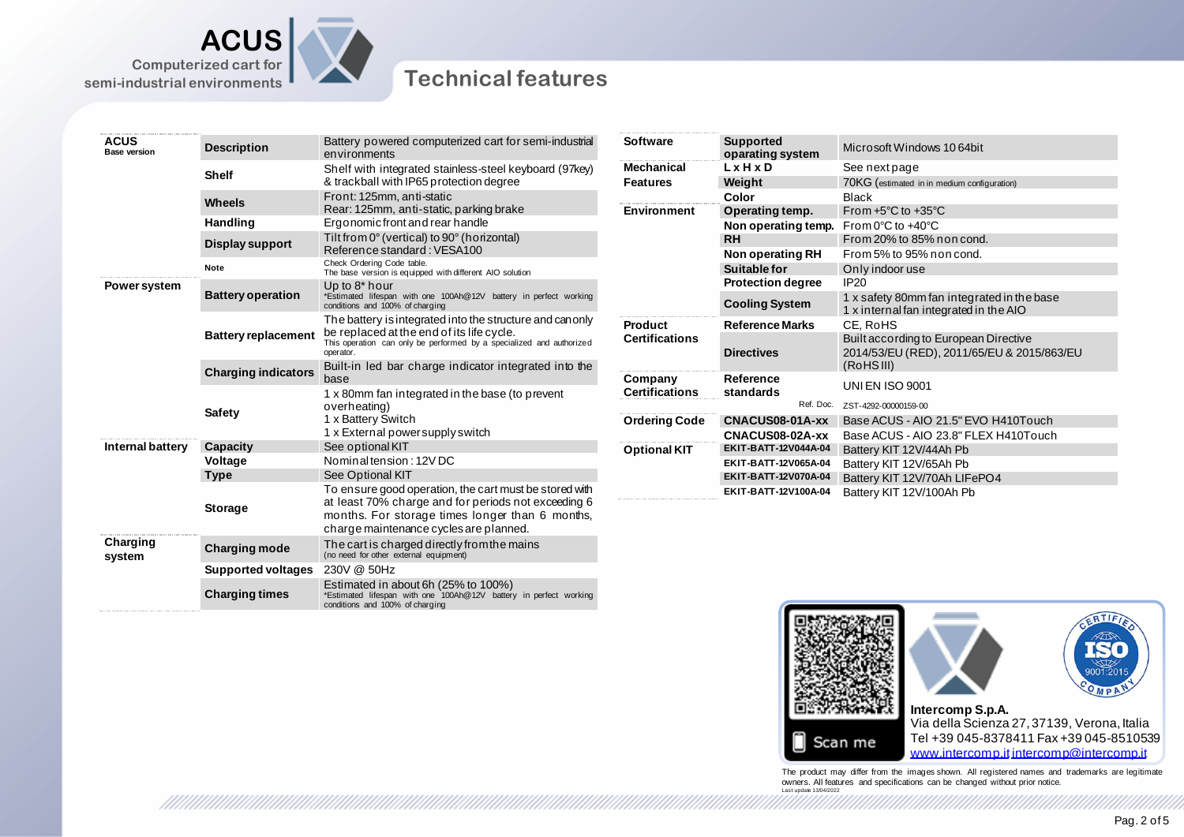ACUS
Computerized cart for semi-industrial environments

# Technical features

| ACUS Base version | | |
|---|---|---|
| | **Description** | Battery powered computerized cart for semi-industrial environments |
| | **Shelf** | Shelf with integrated stainless-steel keyboard (97key) & trackball with IP65 protection degree |
| | **Wheels** | Front: 125mm, anti-static<br>Rear: 125mm, anti-static, parking brake |
| | **Handling** | Ergonomic front and rear handle |
| | **Display support** | Tilt from 0° (vertical) to 90° (horizontal)<br>Reference standard : VESA100 |
| | **Note** | Check Ordering Code table.<br>The base version is equipped with different AIO solution |
| **Power system** | **Battery operation** | Up to 8* hour<br>*Estimated lifespan with one 100Ah@12V battery in perfect working conditions and 100% of charging |
| | **Battery replacement** | The battery is integrated into the structure and can only be replaced at the end of its life cycle.<br>This operation can only be performed by a specialized and authorized operator. |
| | **Charging indicators** | Built-in led bar charge indicator integrated into the base |
| | **Safety** | 1 x 80mm fan integrated in the base (to prevent overheating)<br>1 x Battery Switch<br>1 x External power supply switch |
| **Internal battery** | **Capacity** | See optional KIT |
| | **Voltage** | Nominal tension : 12V DC |
| | **Type** | See Optional KIT |
| | **Storage** | To ensure good operation, the cart must be stored with at least 70% charge and for periods not exceeding 6 months. For storage times longer than 6 months, charge maintenance cycles are planned. |
| **Charging system** | **Charging mode** | The cart is charged directly from the mains<br>(no need for other external equipment) |
| | **Supported voltages** | 230V @ 50Hz |
| | **Charging times** | Estimated in about 6h (25% to 100%)<br>*Estimated lifespan with one 100Ah@12V battery in perfect working conditions and 100% of charging |

| | | |
|---|---|---|
| **Software** | **Supported oparating system** | Microsoft Windows 10 64bit |
| **Mechanical Features** | **L x H x D** | See next page |
| | **Weight** | 70KG (estimated in in medium configuration) |
| | **Color** | Black |
| **Environment** | **Operating temp.** | From +5°C to +35°C |
| | **Non operating temp.** | From 0°C to +40°C |
| | **RH** | From 20% to 85% non cond. |
| | **Non operating RH** | From 5% to 95% non cond. |
| | **Suitable for** | Only indoor use |
| | **Protection degree** | IP20 |
| | **Cooling System** | 1 x safety 80mm fan integrated in the base<br>1 x internal fan integrated in the AIO |
| **Product Certifications** | **Reference Marks** | CE, RoHS |
| | **Directives** | Built according to European Directive 2014/53/EU (RED), 2011/65/EU & 2015/863/EU (RoHS III) |
| **Company Certifications** | **Reference standards** | UNI EN ISO 9001 |
| | Ref. Doc. | ZST-4292-00000159-00 |
| **Ordering Code** | **CNACUS08-01A-xx** | Base ACUS - AIO 21.5" EVO H410Touch |
| | **CNACUS08-02A-xx** | Base ACUS - AIO 23.8" FLEX H410Touch |
| **Optional KIT** | **EKIT-BATT-12V044A-04** | Battery KIT 12V/44Ah Pb |
| | **EKIT-BATT-12V065A-04** | Battery KIT 12V/65Ah Pb |
| | **EKIT-BATT-12V070A-04** | Battery KIT 12V/70Ah LIFePO4 |
| | **EKIT-BATT-12V100A-04** | Battery KIT 12V/100Ah Pb |

Scan me

**Intercomp S.p.A.**
Via della Scienza 27, 37139, Verona, Italia
Tel +39 045-8378411 Fax +39 045-8510539
www.intercomp.it intercomp@intercomp.it

The product may differ from the images shown. All registered names and trademarks are legitimate owners. All features and specifications can be changed without prior notice.
Last update 13/04/2022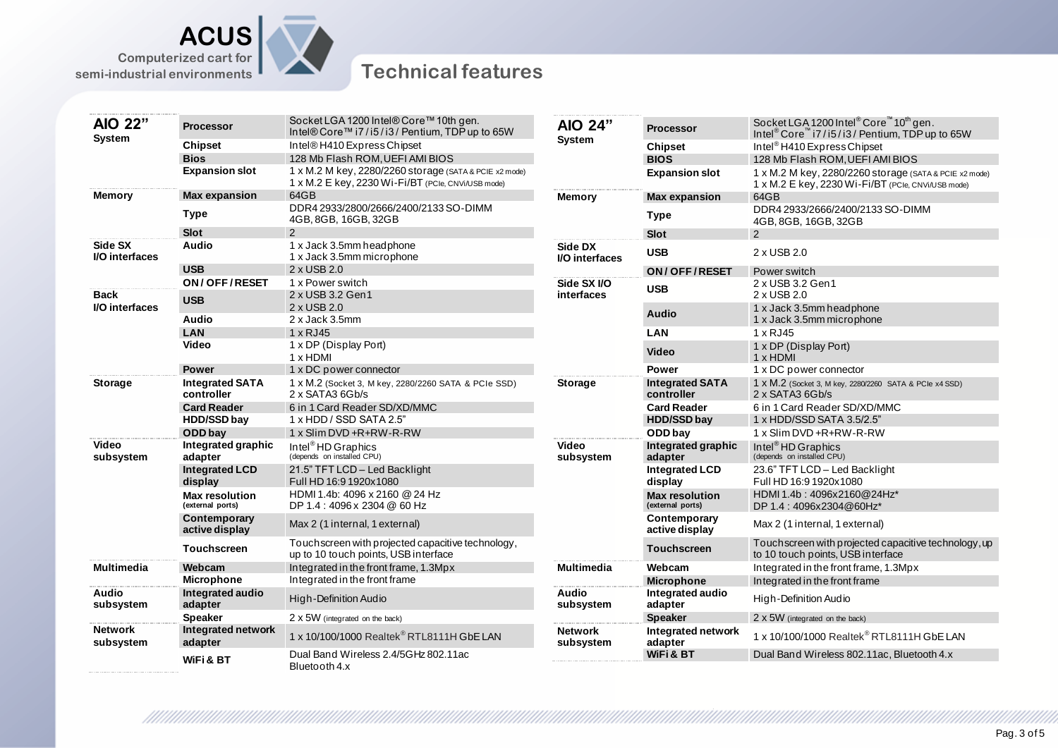ACUS

Computerized cart for semi-industrial environments

# Technical features

## AIO 22”

| Section | Feature | Specification |
| --- | --- | --- |
| **System** | **Processor** | Socket LGA 1200 Intel® Core™ 10th gen. Intel® Core™ i7 / i5 / i3 / Pentium, TDP up to 65W |
| | **Chipset** | Intel® H410 Express Chipset |
| | **Bios** | 128 Mb Flash ROM, UEFI AMI BIOS |
| | **Expansion slot** | 1 x M.2 M key, 2280/2260 storage (SATA & PCIE x2 mode)<br>1 x M.2 E key, 2230 Wi-Fi/BT (PCIe, CNVi/USB mode) |
| **Memory** | **Max expansion** | 64GB |
| | **Type** | DDR4 2933/2800/2666/2400/2133 SO-DIMM<br>4GB, 8GB, 16GB, 32GB |
| | **Slot** | 2 |
| **Side SX I/O interfaces** | **Audio** | 1 x Jack 3.5mm headphone<br>1 x Jack 3.5mm microphone |
| | **USB** | 2 x USB 2.0 |
| | **ON / OFF / RESET** | 1 x Power switch |
| **Back I/O interfaces** | **USB** | 2 x USB 3.2 Gen1<br>2 x USB 2.0 |
| | **Audio** | 2 x Jack 3.5mm |
| | **LAN** | 1 x RJ45 |
| | **Video** | 1 x DP (Display Port)<br>1 x HDMI |
| | **Power** | 1 x DC power connector |
| **Storage** | **Integrated SATA controller** | 1 x M.2 (Socket 3, M key, 2280/2260 SATA & PCIe SSD)<br>2 x SATA3 6Gb/s |
| | **Card Reader** | 6 in 1 Card Reader SD/XD/MMC |
| | **HDD/SSD bay** | 1 x HDD / SSD SATA 2.5” |
| | **ODD bay** | 1 x Slim DVD +R+RW-R-RW |
| **Video subsystem** | **Integrated graphic adapter** | Intel® HD Graphics (depends on installed CPU) |
| | **Integrated LCD display** | 21.5” TFT LCD – Led Backlight<br>Full HD 16:9 1920x1080 |
| | **Max resolution** (external ports) | HDMI 1.4b: 4096 x 2160 @ 24 Hz<br>DP 1.4 : 4096 x 2304 @ 60 Hz |
| | **Contemporary active display** | Max 2 (1 internal, 1 external) |
| | **Touchscreen** | Touchscreen with projected capacitive technology, up to 10 touch points, USB interface |
| **Multimedia** | **Webcam** | Integrated in the front frame, 1.3Mpx |
| | **Microphone** | Integrated in the front frame |
| **Audio subsystem** | **Integrated audio adapter** | High-Definition Audio |
| | **Speaker** | 2 x 5W (integrated on the back) |
| **Network subsystem** | **Integrated network adapter** | 1 x 10/100/1000 Realtek® RTL8111H GbE LAN |
| | **WiFi & BT** | Dual Band Wireless 2.4/5GHz 802.11ac<br>Bluetooth 4.x |

## AIO 24”

| Section | Feature | Specification |
| --- | --- | --- |
| **System** | **Processor** | Socket LGA 1200 Intel® Core™ 10th gen. Intel® Core™ i7 / i5 / i3 / Pentium, TDP up to 65W |
| | **Chipset** | Intel® H410 Express Chipset |
| | **BIOS** | 128 Mb Flash ROM, UEFI AMI BIOS |
| | **Expansion slot** | 1 x M.2 M key, 2280/2260 storage (SATA & PCIE x2 mode)<br>1 x M.2 E key, 2230 Wi-Fi/BT (PCIe, CNVi/USB mode) |
| **Memory** | **Max expansion** | 64GB |
| | **Type** | DDR4 2933/2666/2400/2133 SO-DIMM<br>4GB, 8GB, 16GB, 32GB |
| | **Slot** | 2 |
| **Side DX I/O interfaces** | **USB** | 2 x USB 2.0 |
| | **ON / OFF / RESET** | Power switch |
| **Side SX I/O interfaces** | **USB** | 2 x USB 3.2 Gen1<br>2 x USB 2.0 |
| | **Audio** | 1 x Jack 3.5mm headphone<br>1 x Jack 3.5mm microphone |
| | **LAN** | 1 x RJ45 |
| | **Video** | 1 x DP (Display Port)<br>1 x HDMI |
| | **Power** | 1 x DC power connector |
| **Storage** | **Integrated SATA controller** | 1 x M.2 (Socket 3, M key, 2280/2260 SATA & PCIe x4 SSD)<br>2 x SATA3 6Gb/s |
| | **Card Reader** | 6 in 1 Card Reader SD/XD/MMC |
| | **HDD/SSD bay** | 1 x HDD/SSD SATA 3.5/2.5” |
| | **ODD bay** | 1 x Slim DVD +R+RW-R-RW |
| **Video subsystem** | **Integrated graphic adapter** | Intel® HD Graphics (depends on installed CPU) |
| | **Integrated LCD display** | 23.6” TFT LCD – Led Backlight<br>Full HD 16:9 1920x1080 |
| | **Max resolution** (external ports) | HDMI 1.4b : 4096x2160@24Hz*<br>DP 1.4 : 4096x2304@60Hz* |
| | **Contemporary active display** | Max 2 (1 internal, 1 external) |
| | **Touchscreen** | Touchscreen with projected capacitive technology, up to 10 touch points, USB interface |
| **Multimedia** | **Webcam** | Integrated in the front frame, 1.3Mpx |
| | **Microphone** | Integrated in the front frame |
| **Audio subsystem** | **Integrated audio adapter** | High-Definition Audio |
| | **Speaker** | 2 x 5W (integrated on the back) |
| **Network subsystem** | **Integrated network adapter** | 1 x 10/100/1000 Realtek® RTL8111H GbE LAN |
| | **WiFi & BT** | Dual Band Wireless 802.11ac, Bluetooth 4.x |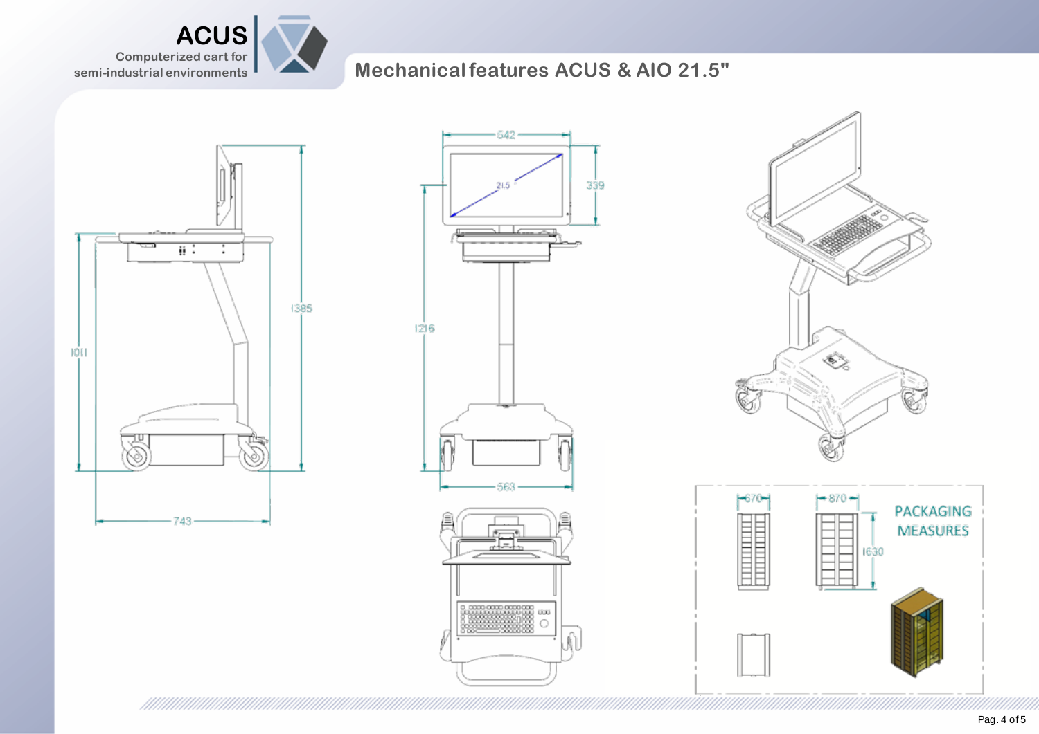ACUS

Computerized cart for semi-industrial environments

# Mechanical features ACUS & AIO 21.5"

1385

1011

743

542

339

21.5"

1216

563

PACKAGING MEASURES

670

870

1630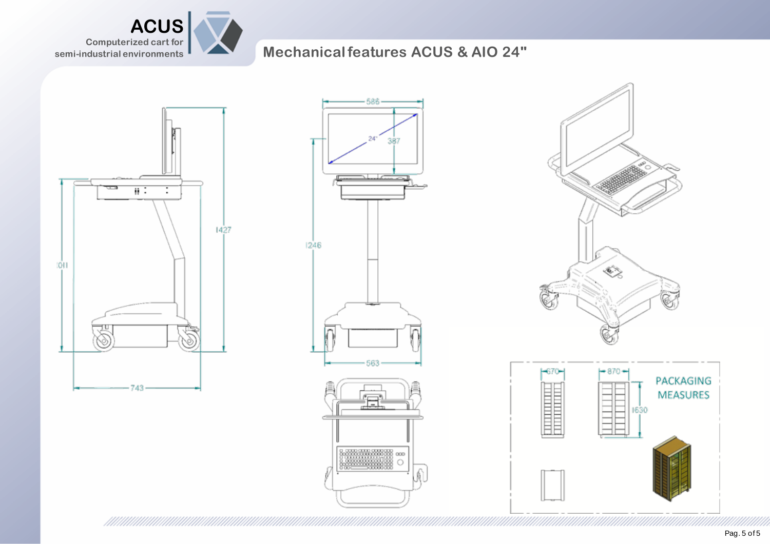ACUS

Computerized cart for semi-industrial environments

# Mechanical features ACUS & AIO 24"

586

24"

387

1427

1011

1246

743

563

670

870

1630

PACKAGING MEASURES